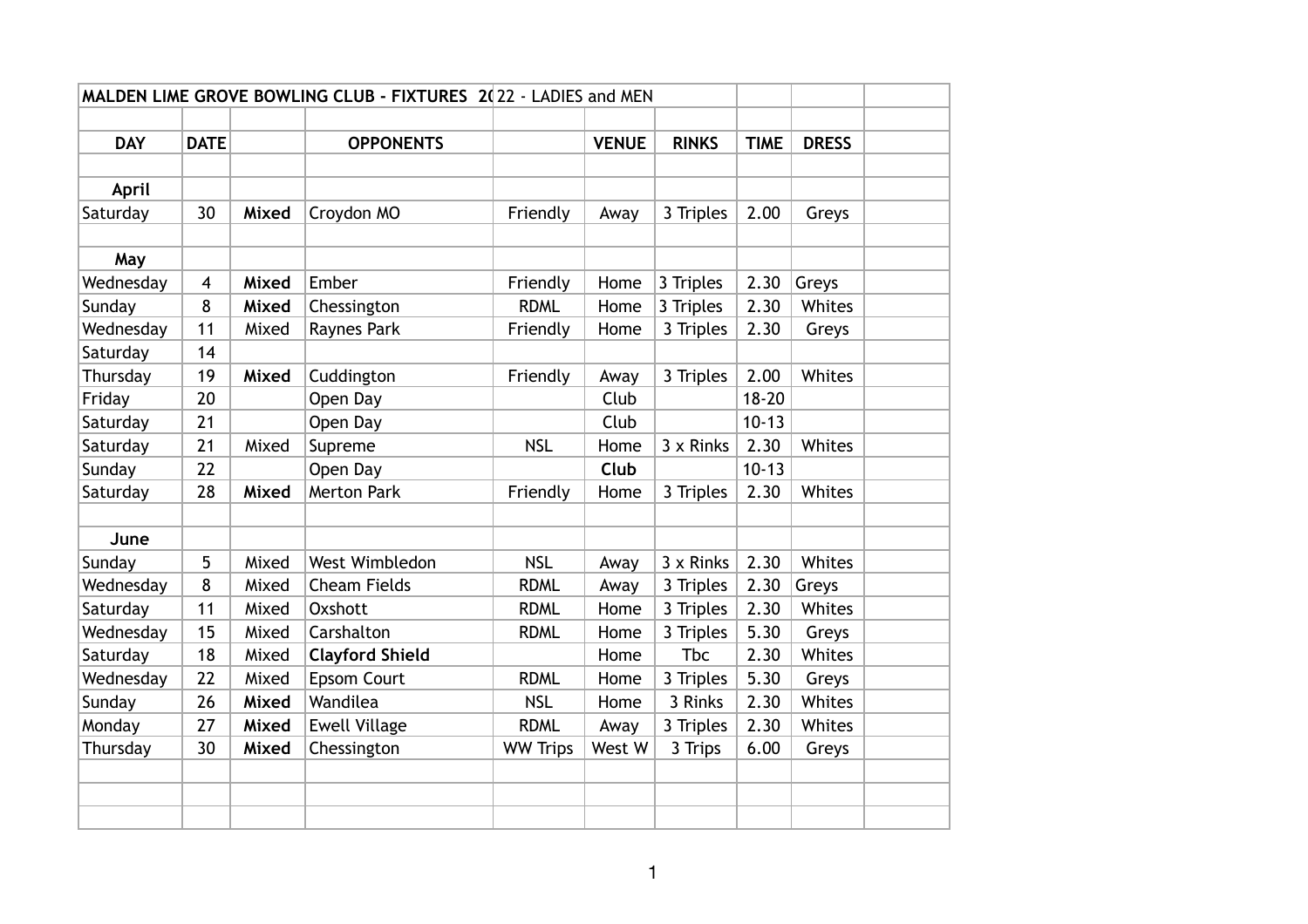| MALDEN LIME GROVE BOWLING CLUB - FIXTURES 2022 - LADIES and MEN | | | | | | | | | |
|---|---|---|---|---|---|---|---|---|---|
| | | | | | | | | | |
| **DAY** | **DATE** | | **OPPONENTS** | | **VENUE** | **RINKS** | **TIME** | **DRESS** | |
| | | | | | | | | | |
| **April** | | | | | | | | | |
| Saturday | 30 | **Mixed** | Croydon MO | Friendly | Away | 3 Triples | 2.00 | Greys | |
| | | | | | | | | | |
| **May** | | | | | | | | | |
| Wednesday | 4 | **Mixed** | Ember | Friendly | Home | 3 Triples | 2.30 | Greys | |
| Sunday | 8 | **Mixed** | Chessington | RDML | Home | 3 Triples | 2.30 | Whites | |
| Wednesday | 11 | Mixed | Raynes Park | Friendly | Home | 3 Triples | 2.30 | Greys | |
| Saturday | 14 | | | | | | | | |
| Thursday | 19 | **Mixed** | Cuddington | Friendly | Away | 3 Triples | 2.00 | Whites | |
| Friday | 20 | | Open Day | | Club | | 18-20 | | |
| Saturday | 21 | | Open Day | | Club | | 10-13 | | |
| Saturday | 21 | Mixed | Supreme | NSL | Home | 3 x Rinks | 2.30 | Whites | |
| Sunday | 22 | | Open Day | | **Club** | | 10-13 | | |
| Saturday | 28 | **Mixed** | Merton Park | Friendly | Home | 3 Triples | 2.30 | Whites | |
| | | | | | | | | | |
| **June** | | | | | | | | | |
| Sunday | 5 | Mixed | West Wimbledon | NSL | Away | 3 x Rinks | 2.30 | Whites | |
| Wednesday | 8 | Mixed | Cheam Fields | RDML | Away | 3 Triples | 2.30 | Greys | |
| Saturday | 11 | Mixed | Oxshott | RDML | Home | 3 Triples | 2.30 | Whites | |
| Wednesday | 15 | Mixed | Carshalton | RDML | Home | 3 Triples | 5.30 | Greys | |
| Saturday | 18 | Mixed | **Clayford Shield** | | Home | Tbc | 2.30 | Whites | |
| Wednesday | 22 | Mixed | Epsom Court | RDML | Home | 3 Triples | 5.30 | Greys | |
| Sunday | 26 | **Mixed** | Wandilea | NSL | Home | 3 Rinks | 2.30 | Whites | |
| Monday | 27 | **Mixed** | Ewell Village | RDML | Away | 3 Triples | 2.30 | Whites | |
| Thursday | 30 | **Mixed** | Chessington | WW Trips | West W | 3 Trips | 6.00 | Greys | |
| | | | | | | | | | |
| | | | | | | | | | |
| | | | | | | | | | |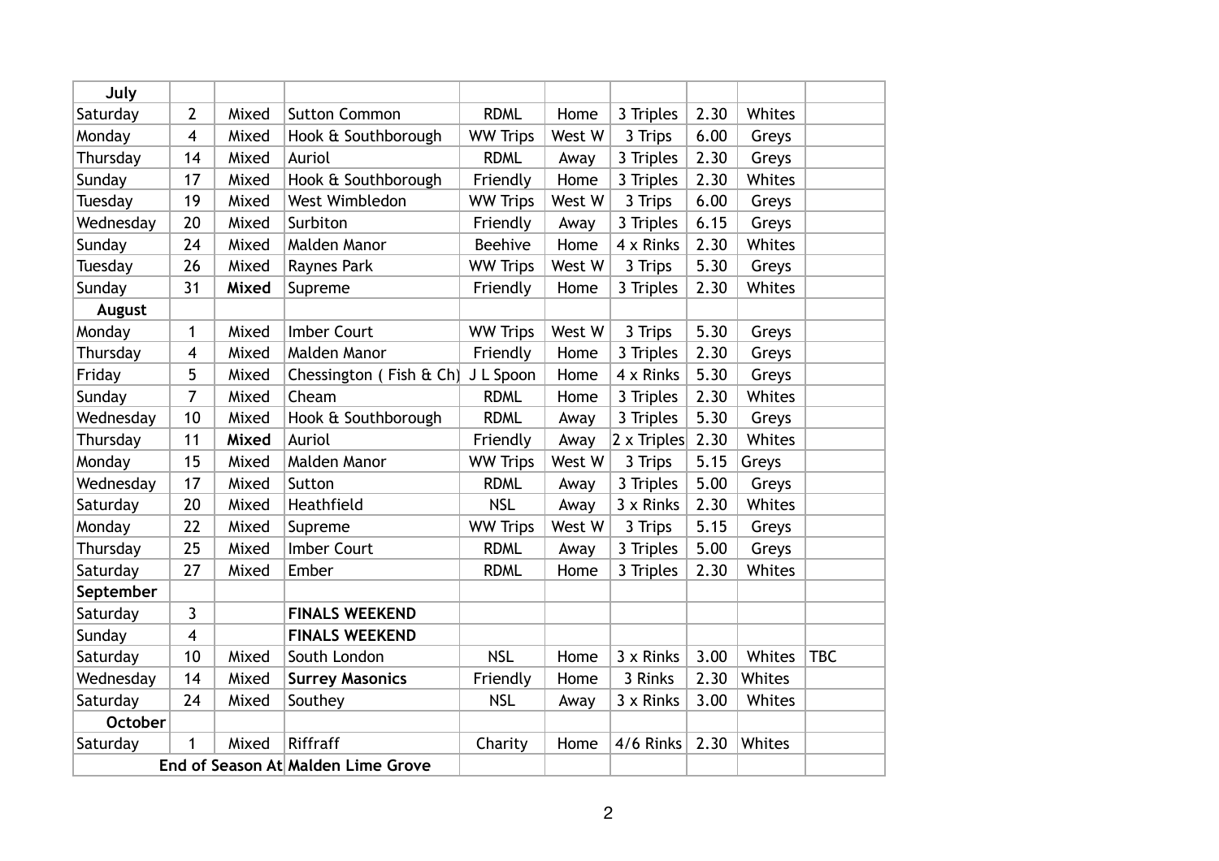| | | | | | | | | | |
|---|---|---|---|---|---|---|---|---|---|
| **July** | | | | | | | | | |
| Saturday | 2 | Mixed | Sutton Common | RDML | Home | 3 Triples | 2.30 | Whites | |
| Monday | 4 | Mixed | Hook & Southborough | WW Trips | West W | 3 Trips | 6.00 | Greys | |
| Thursday | 14 | Mixed | Auriol | RDML | Away | 3 Triples | 2.30 | Greys | |
| Sunday | 17 | Mixed | Hook & Southborough | Friendly | Home | 3 Triples | 2.30 | Whites | |
| Tuesday | 19 | Mixed | West Wimbledon | WW Trips | West W | 3 Trips | 6.00 | Greys | |
| Wednesday | 20 | Mixed | Surbiton | Friendly | Away | 3 Triples | 6.15 | Greys | |
| Sunday | 24 | Mixed | Malden Manor | Beehive | Home | 4 x Rinks | 2.30 | Whites | |
| Tuesday | 26 | Mixed | Raynes Park | WW Trips | West W | 3 Trips | 5.30 | Greys | |
| Sunday | 31 | **Mixed** | Supreme | Friendly | Home | 3 Triples | 2.30 | Whites | |
| **August** | | | | | | | | | |
| Monday | 1 | Mixed | Imber Court | WW Trips | West W | 3 Trips | 5.30 | Greys | |
| Thursday | 4 | Mixed | Malden Manor | Friendly | Home | 3 Triples | 2.30 | Greys | |
| Friday | 5 | Mixed | Chessington ( Fish & Ch) | J L Spoon | Home | 4 x Rinks | 5.30 | Greys | |
| Sunday | 7 | Mixed | Cheam | RDML | Home | 3 Triples | 2.30 | Whites | |
| Wednesday | 10 | Mixed | Hook & Southborough | RDML | Away | 3 Triples | 5.30 | Greys | |
| Thursday | 11 | **Mixed** | Auriol | Friendly | Away | 2 x Triples | 2.30 | Whites | |
| Monday | 15 | Mixed | Malden Manor | WW Trips | West W | 3 Trips | 5.15 | Greys | |
| Wednesday | 17 | Mixed | Sutton | RDML | Away | 3 Triples | 5.00 | Greys | |
| Saturday | 20 | Mixed | Heathfield | NSL | Away | 3 x Rinks | 2.30 | Whites | |
| Monday | 22 | Mixed | Supreme | WW Trips | West W | 3 Trips | 5.15 | Greys | |
| Thursday | 25 | Mixed | Imber Court | RDML | Away | 3 Triples | 5.00 | Greys | |
| Saturday | 27 | Mixed | Ember | RDML | Home | 3 Triples | 2.30 | Whites | |
| **September** | | | | | | | | | |
| Saturday | 3 | | **FINALS WEEKEND** | | | | | | |
| Sunday | 4 | | **FINALS WEEKEND** | | | | | | |
| Saturday | 10 | Mixed | South London | NSL | Home | 3 x Rinks | 3.00 | Whites | TBC |
| Wednesday | 14 | Mixed | **Surrey Masonics** | Friendly | Home | 3 Rinks | 2.30 | Whites | |
| Saturday | 24 | Mixed | Southey | NSL | Away | 3 x Rinks | 3.00 | Whites | |
| **October** | | | | | | | | | |
| Saturday | 1 | Mixed | Riffraff | Charity | Home | 4/6 Rinks | 2.30 | Whites | |
| | | **End of Season At** | **Malden Lime Grove** | | | | | | |